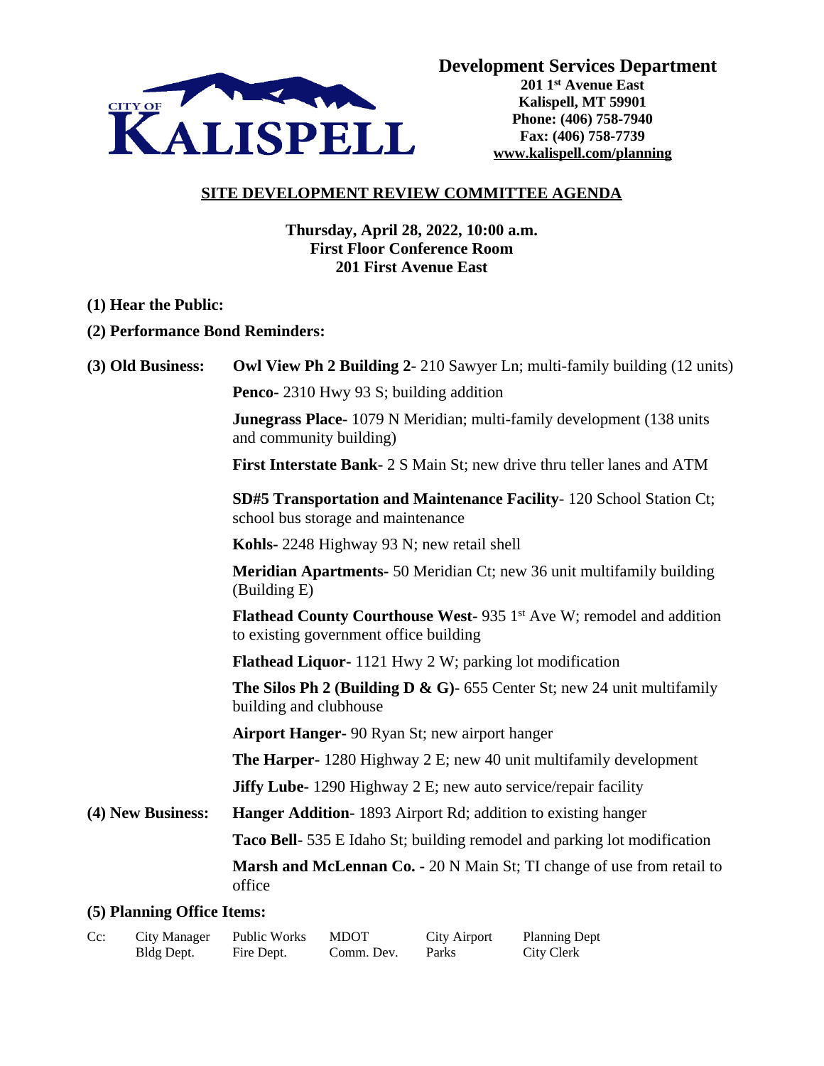CITY OF KALISPELL

**Development Services Department**
**201 1st Avenue East**
**Kalispell, MT 59901**
**Phone: (406) 758-7940**
**Fax: (406) 758-7739**
**www.kalispell.com/planning**

## SITE DEVELOPMENT REVIEW COMMITTEE AGENDA

**Thursday, April 28, 2022, 10:00 a.m.**
**First Floor Conference Room**
**201 First Avenue East**

**(1) Hear the Public:**

**(2) Performance Bond Reminders:**

**(3) Old Business:**

- **Owl View Ph 2 Building 2**- 210 Sawyer Ln; multi-family building (12 units)
- **Penco**- 2310 Hwy 93 S; building addition
- **Junegrass Place**- 1079 N Meridian; multi-family development (138 units and community building)
- **First Interstate Bank**- 2 S Main St; new drive thru teller lanes and ATM
- **SD#5 Transportation and Maintenance Facility**- 120 School Station Ct; school bus storage and maintenance
- **Kohls**- 2248 Highway 93 N; new retail shell
- **Meridian Apartments**- 50 Meridian Ct; new 36 unit multifamily building (Building E)
- **Flathead County Courthouse West**- 935 1st Ave W; remodel and addition to existing government office building
- **Flathead Liquor**- 1121 Hwy 2 W; parking lot modification
- **The Silos Ph 2 (Building D & G)**- 655 Center St; new 24 unit multifamily building and clubhouse
- **Airport Hanger**- 90 Ryan St; new airport hanger
- **The Harper**- 1280 Highway 2 E; new 40 unit multifamily development
- **Jiffy Lube**- 1290 Highway 2 E; new auto service/repair facility

**(4) New Business:**

- **Hanger Addition**- 1893 Airport Rd; addition to existing hanger
- **Taco Bell**- 535 E Idaho St; building remodel and parking lot modification
- **Marsh and McLennan Co.** - 20 N Main St; TI change of use from retail to office

**(5) Planning Office Items:**

| Cc: | City Manager | Public Works | MDOT | City Airport | Planning Dept |
|---|---|---|---|---|---|
| | Bldg Dept. | Fire Dept. | Comm. Dev. | Parks | City Clerk |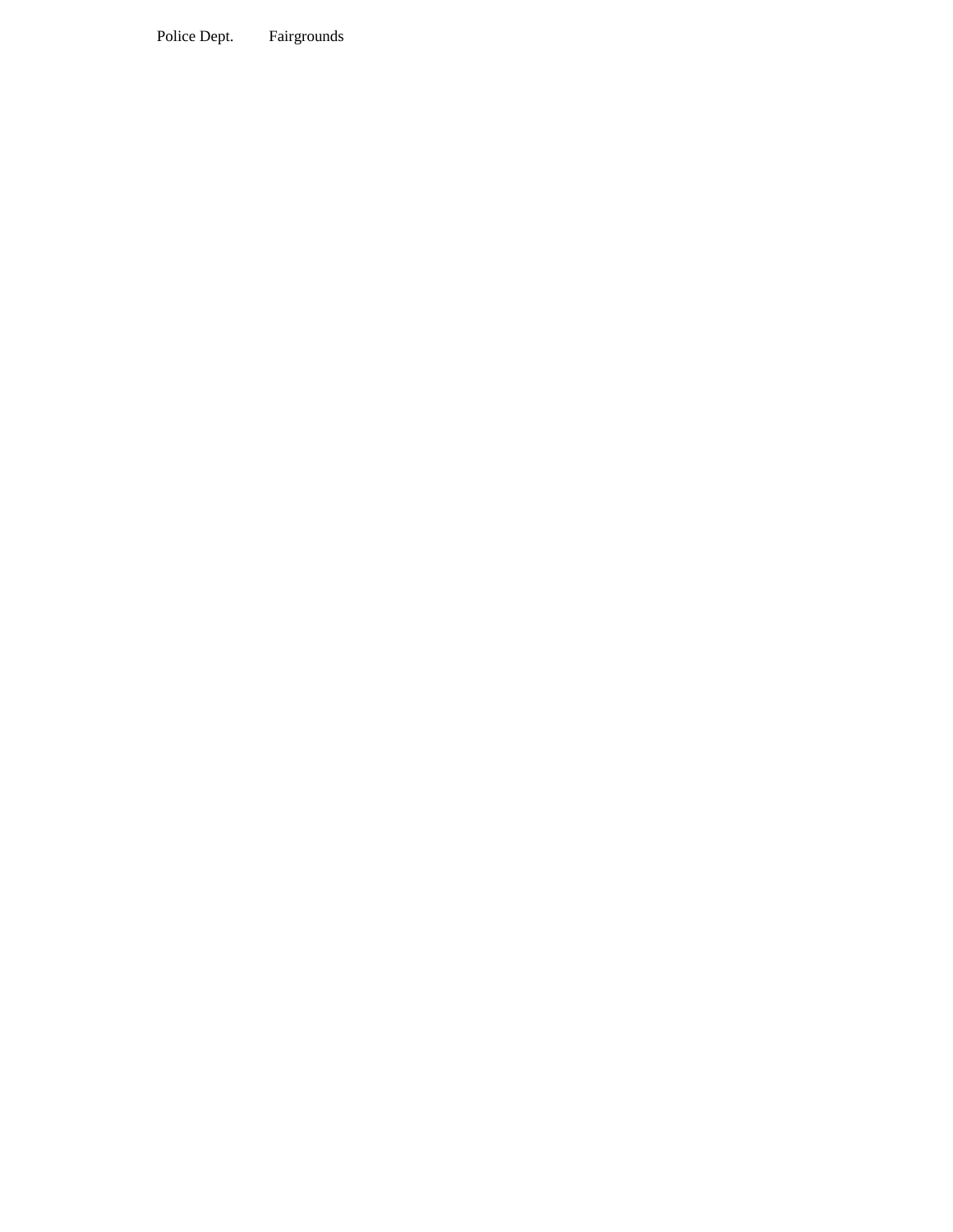Police Dept. Fairgrounds